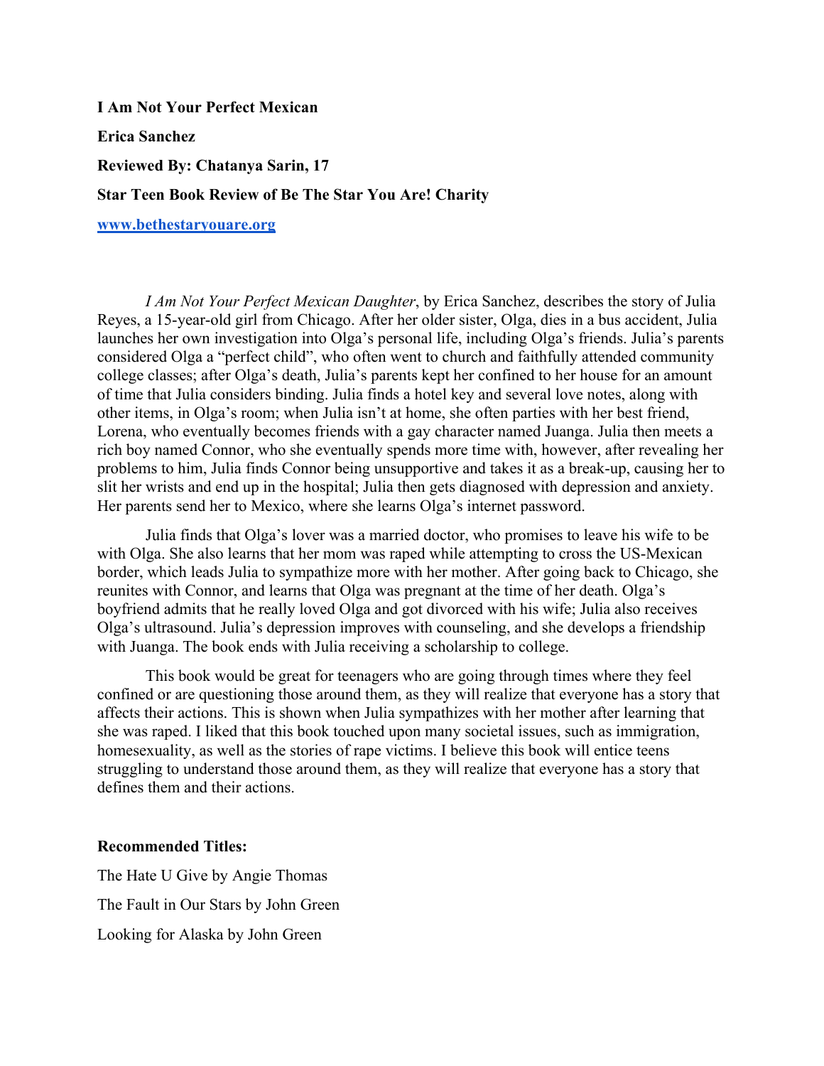**I Am Not Your Perfect Mexican**

**Erica Sanchez**

**Reviewed By: Chatanya Sarin, 17**

**Star Teen Book Review of Be The Star You Are! Charity**

**[www.bethestaryouare.org](http://www.bethestaryouare.org)**

*I Am Not Your Perfect Mexican Daughter*, by Erica Sanchez, describes the story of Julia Reyes, a 15-year-old girl from Chicago. After her older sister, Olga, dies in a bus accident, Julia launches her own investigation into Olga's personal life, including Olga's friends. Julia's parents considered Olga a "perfect child", who often went to church and faithfully attended community college classes; after Olga's death, Julia's parents kept her confined to her house for an amount of time that Julia considers binding. Julia finds a hotel key and several love notes, along with other items, in Olga's room; when Julia isn't at home, she often parties with her best friend, Lorena, who eventually becomes friends with a gay character named Juanga. Julia then meets a rich boy named Connor, who she eventually spends more time with, however, after revealing her problems to him, Julia finds Connor being unsupportive and takes it as a break-up, causing her to slit her wrists and end up in the hospital; Julia then gets diagnosed with depression and anxiety. Her parents send her to Mexico, where she learns Olga's internet password.

Julia finds that Olga's lover was a married doctor, who promises to leave his wife to be with Olga. She also learns that her mom was raped while attempting to cross the US-Mexican border, which leads Julia to sympathize more with her mother. After going back to Chicago, she reunites with Connor, and learns that Olga was pregnant at the time of her death. Olga's boyfriend admits that he really loved Olga and got divorced with his wife; Julia also receives Olga's ultrasound. Julia's depression improves with counseling, and she develops a friendship with Juanga. The book ends with Julia receiving a scholarship to college.

This book would be great for teenagers who are going through times where they feel confined or are questioning those around them, as they will realize that everyone has a story that affects their actions. This is shown when Julia sympathizes with her mother after learning that she was raped. I liked that this book touched upon many societal issues, such as immigration, homesexuality, as well as the stories of rape victims. I believe this book will entice teens struggling to understand those around them, as they will realize that everyone has a story that defines them and their actions.

**Recommended Titles:**

The Hate U Give by Angie Thomas

The Fault in Our Stars by John Green

Looking for Alaska by John Green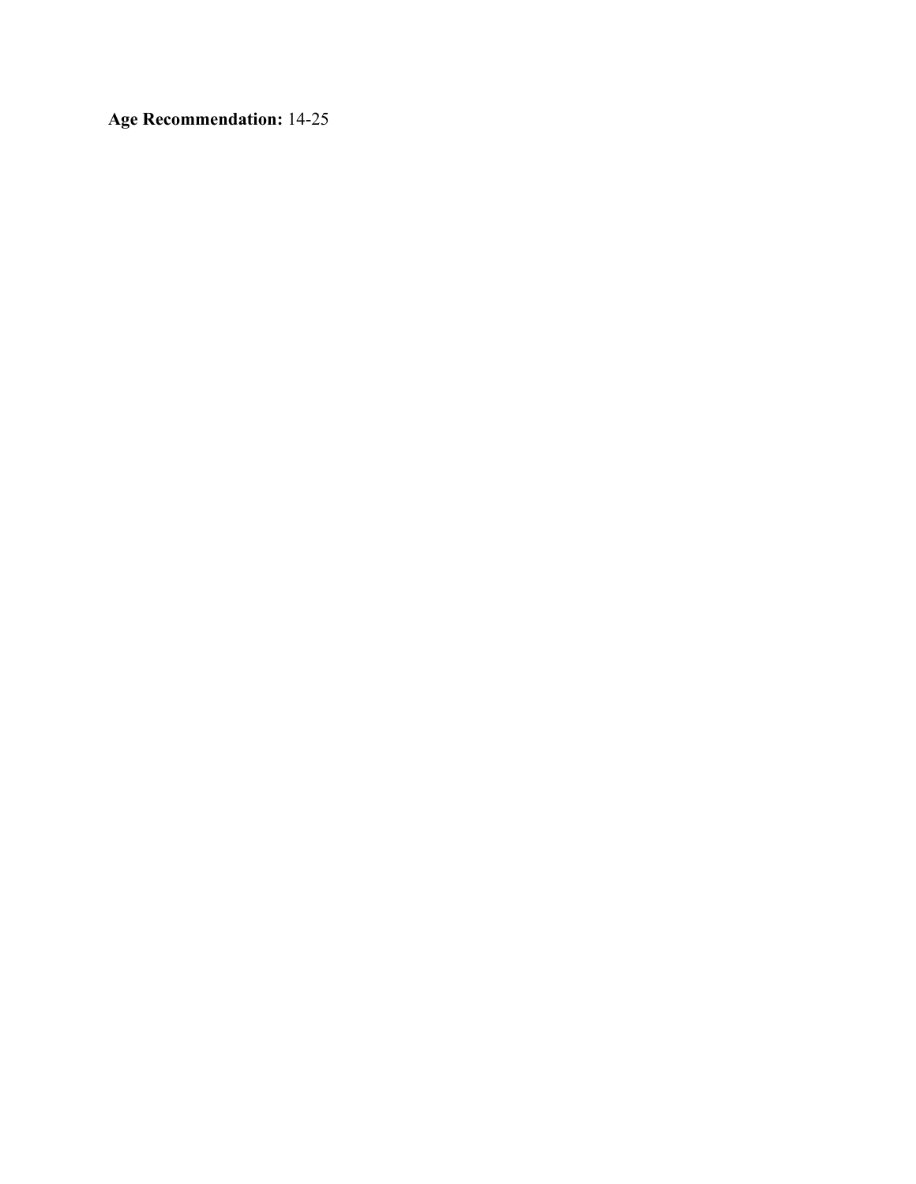**Age Recommendation:** 14-25